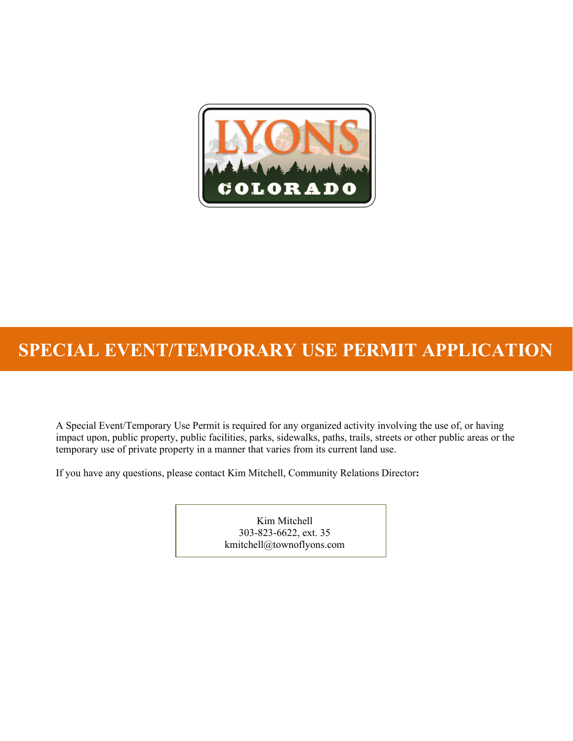# SPECIAL EVENT/TEMPORARY USE PERMIT APPLICATION

A Special Event/Temporary Use Permit is required for any organized activity involving the use of, or having impact upon, public property, public facilities, parks, sidewalks, paths, trails, streets or other public areas or the temporary use of private property in a manner that varies from its current land use.

If you have any questions, please contact Kim Mitchell, Community Relations Director**:**

Kim Mitchell
303-823-6622, ext. 35
kmitchell@townoflyons.com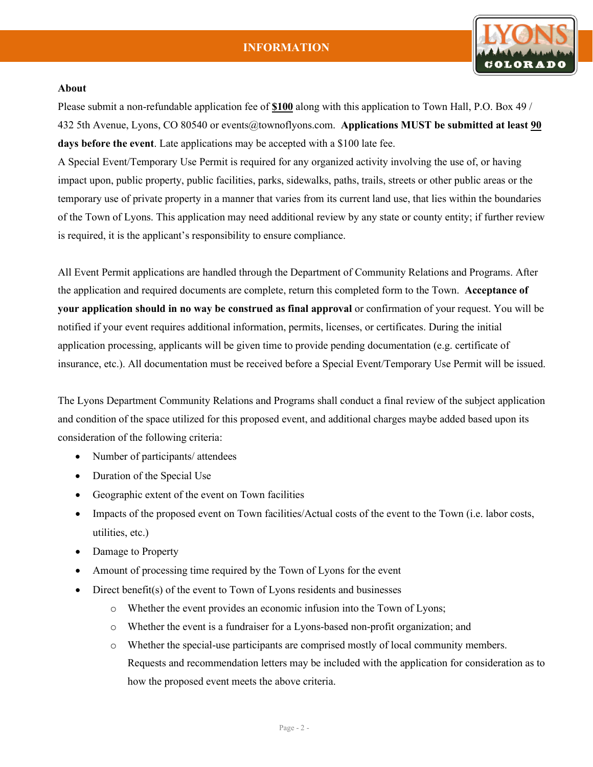## INFORMATION

**About**

Please submit a non-refundable application fee of **$100** along with this application to Town Hall, P.O. Box 49 / 432 5th Avenue, Lyons, CO 80540 or events@townoflyons.com. **Applications MUST be submitted at least 90 days before the event**. Late applications may be accepted with a $100 late fee.

A Special Event/Temporary Use Permit is required for any organized activity involving the use of, or having impact upon, public property, public facilities, parks, sidewalks, paths, trails, streets or other public areas or the temporary use of private property in a manner that varies from its current land use, that lies within the boundaries of the Town of Lyons. This application may need additional review by any state or county entity; if further review is required, it is the applicant's responsibility to ensure compliance.

All Event Permit applications are handled through the Department of Community Relations and Programs. After the application and required documents are complete, return this completed form to the Town. **Acceptance of your application should in no way be construed as final approval** or confirmation of your request. You will be notified if your event requires additional information, permits, licenses, or certificates. During the initial application processing, applicants will be given time to provide pending documentation (e.g. certificate of insurance, etc.). All documentation must be received before a Special Event/Temporary Use Permit will be issued.

The Lyons Department Community Relations and Programs shall conduct a final review of the subject application and condition of the space utilized for this proposed event, and additional charges maybe added based upon its consideration of the following criteria:

- Number of participants/ attendees
- Duration of the Special Use
- Geographic extent of the event on Town facilities
- Impacts of the proposed event on Town facilities/Actual costs of the event to the Town (i.e. labor costs, utilities, etc.)
- Damage to Property
- Amount of processing time required by the Town of Lyons for the event
- Direct benefit(s) of the event to Town of Lyons residents and businesses
  - Whether the event provides an economic infusion into the Town of Lyons;
  - Whether the event is a fundraiser for a Lyons-based non-profit organization; and
  - Whether the special-use participants are comprised mostly of local community members. Requests and recommendation letters may be included with the application for consideration as to how the proposed event meets the above criteria.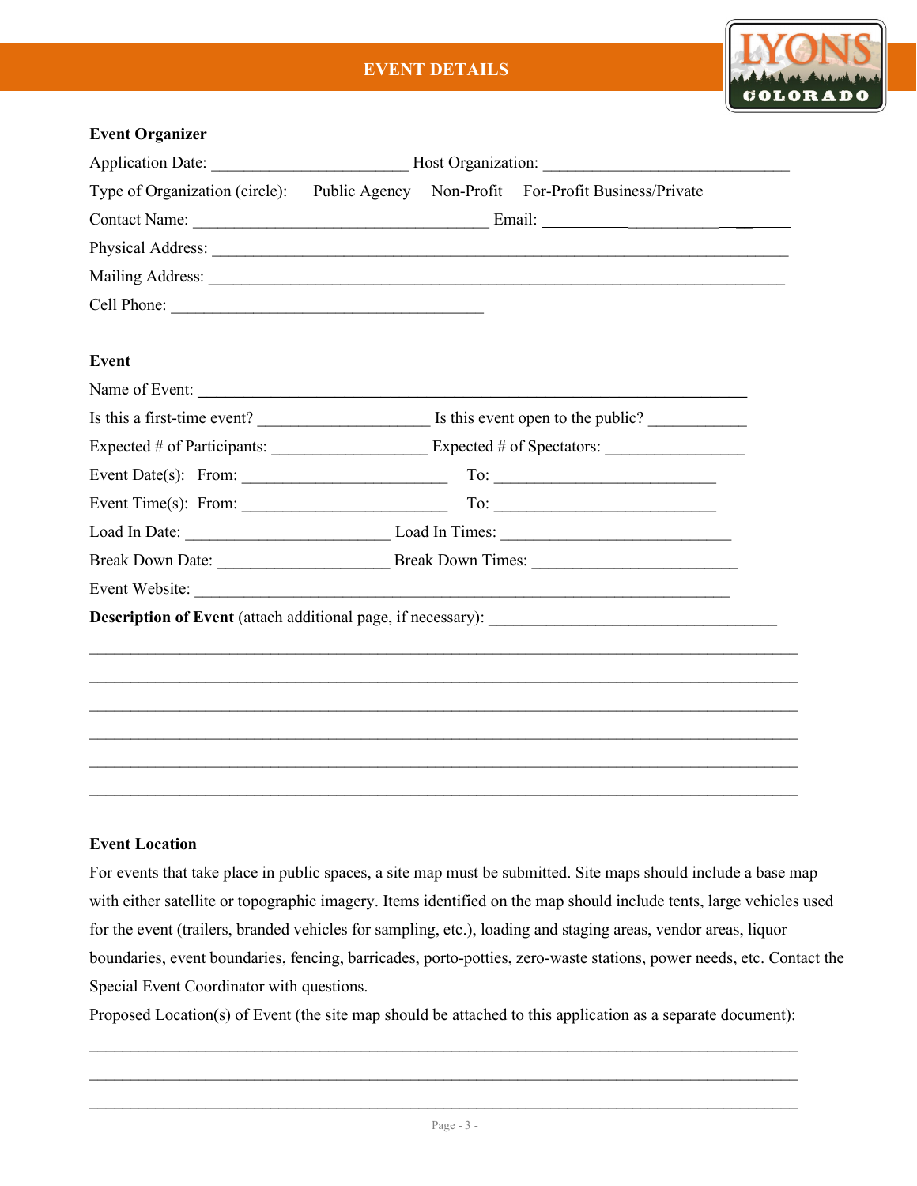# EVENT DETAILS

**Event Organizer**

Application Date: _______________________ Host Organization: _____________________________

Type of Organization (circle): Public Agency Non-Profit For-Profit Business/Private

Contact Name: __________________________________ Email: _____________________________

Physical Address: ______________________________________________________________________

Mailing Address: _______________________________________________________________________

Cell Phone: _____________________________________

**Event**

Name of Event: ________________________________________________________________

Is this a first-time event? ____________________ Is this event open to the public? ___________

Expected # of Participants: __________________ Expected # of Spectators: ________________

Event Date(s): From: ________________________ To: ___________________________

Event Time(s): From: ________________________ To: ___________________________

Load In Date: ________________________ Load In Times: ___________________________

Break Down Date: ____________________ Break Down Times: _______________________

Event Website: ______________________________________________________________

**Description of Event** (attach additional page, if necessary): _________________________________

__________________________________________________________________________________

__________________________________________________________________________________

__________________________________________________________________________________

__________________________________________________________________________________

__________________________________________________________________________________

__________________________________________________________________________________

**Event Location**

For events that take place in public spaces, a site map must be submitted. Site maps should include a base map with either satellite or topographic imagery. Items identified on the map should include tents, large vehicles used for the event (trailers, branded vehicles for sampling, etc.), loading and staging areas, vendor areas, liquor boundaries, event boundaries, fencing, barricades, porto-potties, zero-waste stations, power needs, etc. Contact the Special Event Coordinator with questions.

Proposed Location(s) of Event (the site map should be attached to this application as a separate document):

__________________________________________________________________________________

__________________________________________________________________________________

__________________________________________________________________________________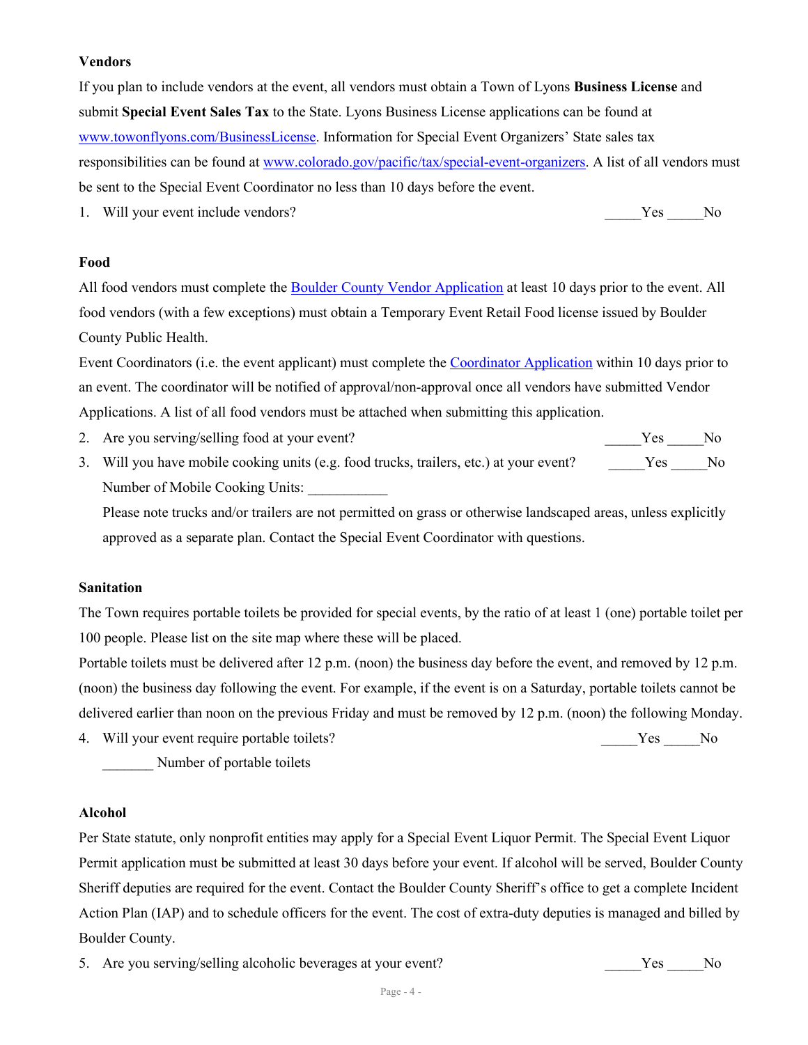### Vendors

If you plan to include vendors at the event, all vendors must obtain a Town of Lyons **Business License** and submit **Special Event Sales Tax** to the State. Lyons Business License applications can be found at www.townoflyons.com/BusinessLicense. Information for Special Event Organizers' State sales tax responsibilities can be found at www.colorado.gov/pacific/tax/special-event-organizers. A list of all vendors must be sent to the Special Event Coordinator no less than 10 days before the event.

1. Will your event include vendors? _____Yes _____No

### Food

All food vendors must complete the Boulder County Vendor Application at least 10 days prior to the event. All food vendors (with a few exceptions) must obtain a Temporary Event Retail Food license issued by Boulder County Public Health.

Event Coordinators (i.e. the event applicant) must complete the Coordinator Application within 10 days prior to an event. The coordinator will be notified of approval/non-approval once all vendors have submitted Vendor Applications. A list of all food vendors must be attached when submitting this application.

2. Are you serving/selling food at your event? _____Yes _____No
3. Will you have mobile cooking units (e.g. food trucks, trailers, etc.) at your event? _____Yes _____No

   Number of Mobile Cooking Units: ___________

   Please note trucks and/or trailers are not permitted on grass or otherwise landscaped areas, unless explicitly approved as a separate plan. Contact the Special Event Coordinator with questions.

### Sanitation

The Town requires portable toilets be provided for special events, by the ratio of at least 1 (one) portable toilet per 100 people. Please list on the site map where these will be placed.

Portable toilets must be delivered after 12 p.m. (noon) the business day before the event, and removed by 12 p.m. (noon) the business day following the event. For example, if the event is on a Saturday, portable toilets cannot be delivered earlier than noon on the previous Friday and must be removed by 12 p.m. (noon) the following Monday.

4. Will your event require portable toilets? _____Yes _____No

   _______ Number of portable toilets

### Alcohol

Per State statute, only nonprofit entities may apply for a Special Event Liquor Permit. The Special Event Liquor Permit application must be submitted at least 30 days before your event. If alcohol will be served, Boulder County Sheriff deputies are required for the event. Contact the Boulder County Sheriff's office to get a complete Incident Action Plan (IAP) and to schedule officers for the event. The cost of extra-duty deputies is managed and billed by Boulder County.

5. Are you serving/selling alcoholic beverages at your event? _____Yes _____No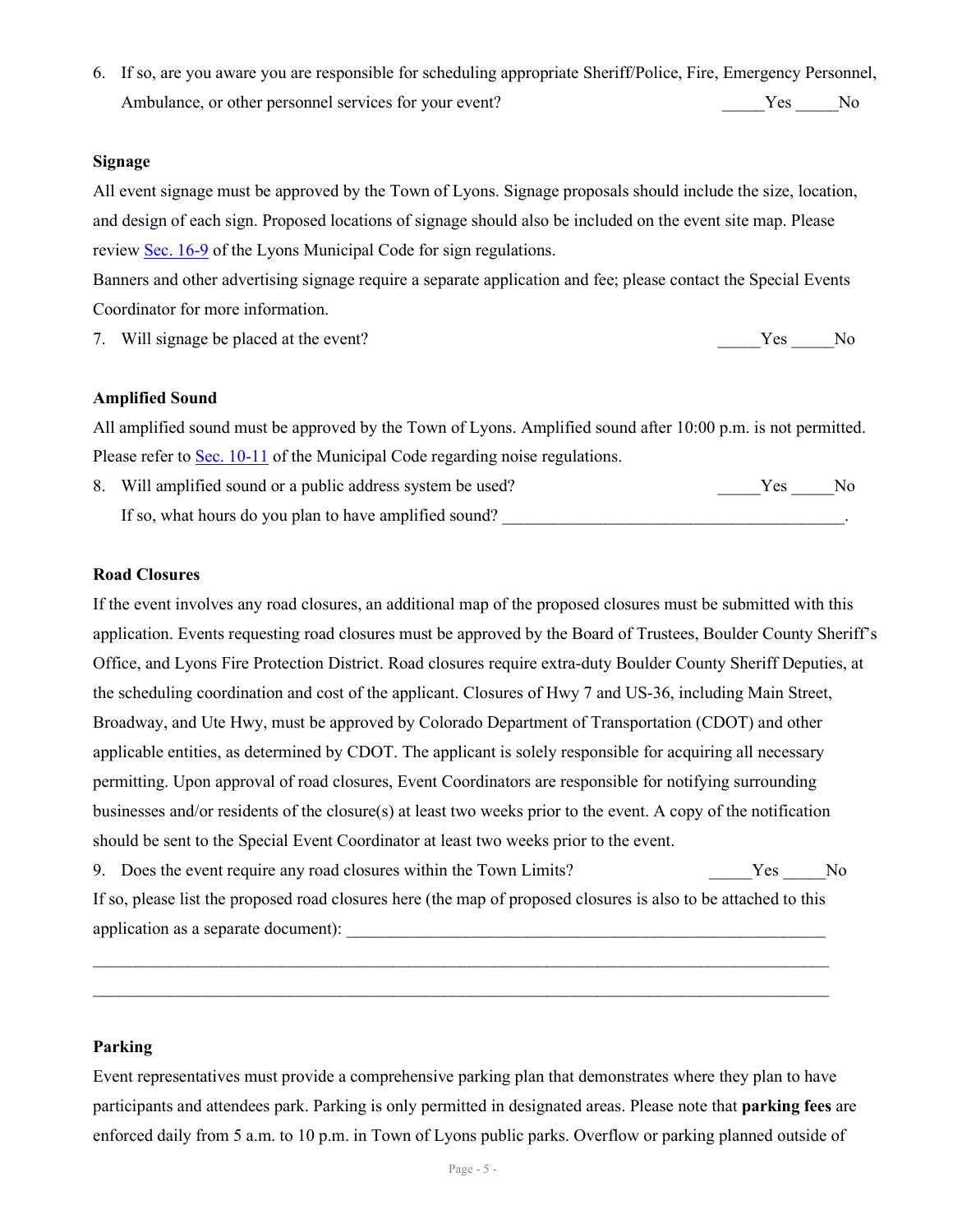6. If so, are you aware you are responsible for scheduling appropriate Sheriff/Police, Fire, Emergency Personnel, Ambulance, or other personnel services for your event? _____Yes _____No

**Signage**

All event signage must be approved by the Town of Lyons. Signage proposals should include the size, location, and design of each sign. Proposed locations of signage should also be included on the event site map. Please review Sec. 16-9 of the Lyons Municipal Code for sign regulations.

Banners and other advertising signage require a separate application and fee; please contact the Special Events Coordinator for more information.

7. Will signage be placed at the event? _____Yes _____No

**Amplified Sound**

All amplified sound must be approved by the Town of Lyons. Amplified sound after 10:00 p.m. is not permitted. Please refer to Sec. 10-11 of the Municipal Code regarding noise regulations.

8. Will amplified sound or a public address system be used? _____Yes _____No

   If so, what hours do you plan to have amplified sound? ________________________________________.

**Road Closures**

If the event involves any road closures, an additional map of the proposed closures must be submitted with this application. Events requesting road closures must be approved by the Board of Trustees, Boulder County Sheriff's Office, and Lyons Fire Protection District. Road closures require extra-duty Boulder County Sheriff Deputies, at the scheduling coordination and cost of the applicant. Closures of Hwy 7 and US-36, including Main Street, Broadway, and Ute Hwy, must be approved by Colorado Department of Transportation (CDOT) and other applicable entities, as determined by CDOT. The applicant is solely responsible for acquiring all necessary permitting. Upon approval of road closures, Event Coordinators are responsible for notifying surrounding businesses and/or residents of the closure(s) at least two weeks prior to the event. A copy of the notification should be sent to the Special Event Coordinator at least two weeks prior to the event.

9. Does the event require any road closures within the Town Limits? _____Yes _____No

If so, please list the proposed road closures here (the map of proposed closures is also to be attached to this application as a separate document): ___________________________________________________________

_____________________________________________________________________________________

_____________________________________________________________________________________

**Parking**

Event representatives must provide a comprehensive parking plan that demonstrates where they plan to have participants and attendees park. Parking is only permitted in designated areas. Please note that **parking fees** are enforced daily from 5 a.m. to 10 p.m. in Town of Lyons public parks. Overflow or parking planned outside of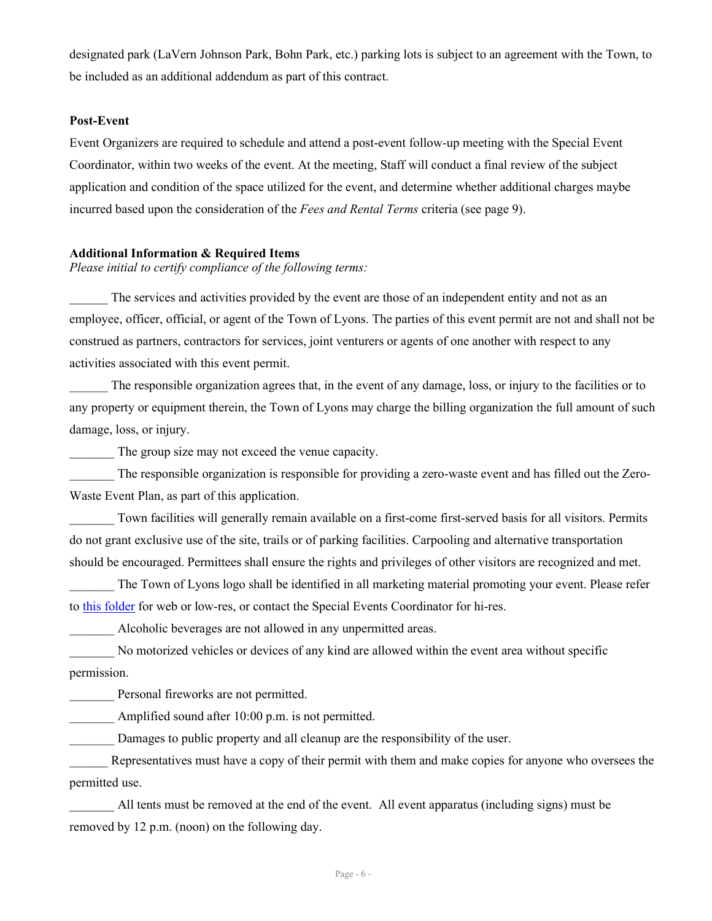designated park (LaVern Johnson Park, Bohn Park, etc.) parking lots is subject to an agreement with the Town, to be included as an additional addendum as part of this contract.

**Post-Event**

Event Organizers are required to schedule and attend a post-event follow-up meeting with the Special Event Coordinator, within two weeks of the event. At the meeting, Staff will conduct a final review of the subject application and condition of the space utilized for the event, and determine whether additional charges maybe incurred based upon the consideration of the *Fees and Rental Terms* criteria (see page 9).

**Additional Information & Required Items**

*Please initial to certify compliance of the following terms:*

______ The services and activities provided by the event are those of an independent entity and not as an employee, officer, official, or agent of the Town of Lyons. The parties of this event permit are not and shall not be construed as partners, contractors for services, joint venturers or agents of one another with respect to any activities associated with this event permit.

______ The responsible organization agrees that, in the event of any damage, loss, or injury to the facilities or to any property or equipment therein, the Town of Lyons may charge the billing organization the full amount of such damage, loss, or injury.

_______ The group size may not exceed the venue capacity.

_______ The responsible organization is responsible for providing a zero-waste event and has filled out the Zero-Waste Event Plan, as part of this application.

_______ Town facilities will generally remain available on a first-come first-served basis for all visitors. Permits do not grant exclusive use of the site, trails or of parking facilities. Carpooling and alternative transportation should be encouraged. Permittees shall ensure the rights and privileges of other visitors are recognized and met.

_______ The Town of Lyons logo shall be identified in all marketing material promoting your event. Please refer to this folder for web or low-res, or contact the Special Events Coordinator for hi-res.

_______ Alcoholic beverages are not allowed in any unpermitted areas.

_______ No motorized vehicles or devices of any kind are allowed within the event area without specific permission.

_______ Personal fireworks are not permitted.

_______ Amplified sound after 10:00 p.m. is not permitted.

_______ Damages to public property and all cleanup are the responsibility of the user.

______ Representatives must have a copy of their permit with them and make copies for anyone who oversees the permitted use.

_______ All tents must be removed at the end of the event. All event apparatus (including signs) must be removed by 12 p.m. (noon) on the following day.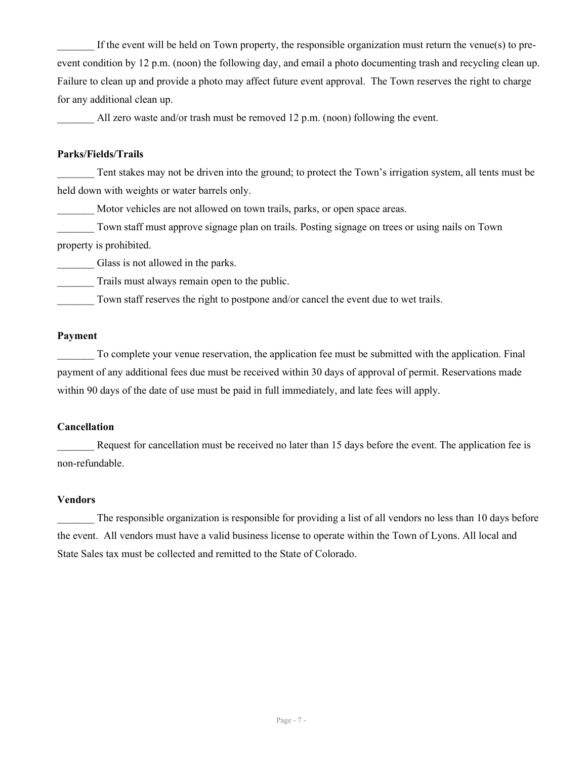_______ If the event will be held on Town property, the responsible organization must return the venue(s) to pre-event condition by 12 p.m. (noon) the following day, and email a photo documenting trash and recycling clean up. Failure to clean up and provide a photo may affect future event approval. The Town reserves the right to charge for any additional clean up.

_______ All zero waste and/or trash must be removed 12 p.m. (noon) following the event.

**Parks/Fields/Trails**

_______ Tent stakes may not be driven into the ground; to protect the Town's irrigation system, all tents must be held down with weights or water barrels only.

_______ Motor vehicles are not allowed on town trails, parks, or open space areas.

_______ Town staff must approve signage plan on trails. Posting signage on trees or using nails on Town property is prohibited.

_______ Glass is not allowed in the parks.

_______ Trails must always remain open to the public.

_______ Town staff reserves the right to postpone and/or cancel the event due to wet trails.

**Payment**

_______ To complete your venue reservation, the application fee must be submitted with the application. Final payment of any additional fees due must be received within 30 days of approval of permit. Reservations made within 90 days of the date of use must be paid in full immediately, and late fees will apply.

**Cancellation**

_______ Request for cancellation must be received no later than 15 days before the event. The application fee is non-refundable.

**Vendors**

_______ The responsible organization is responsible for providing a list of all vendors no less than 10 days before the event. All vendors must have a valid business license to operate within the Town of Lyons. All local and State Sales tax must be collected and remitted to the State of Colorado.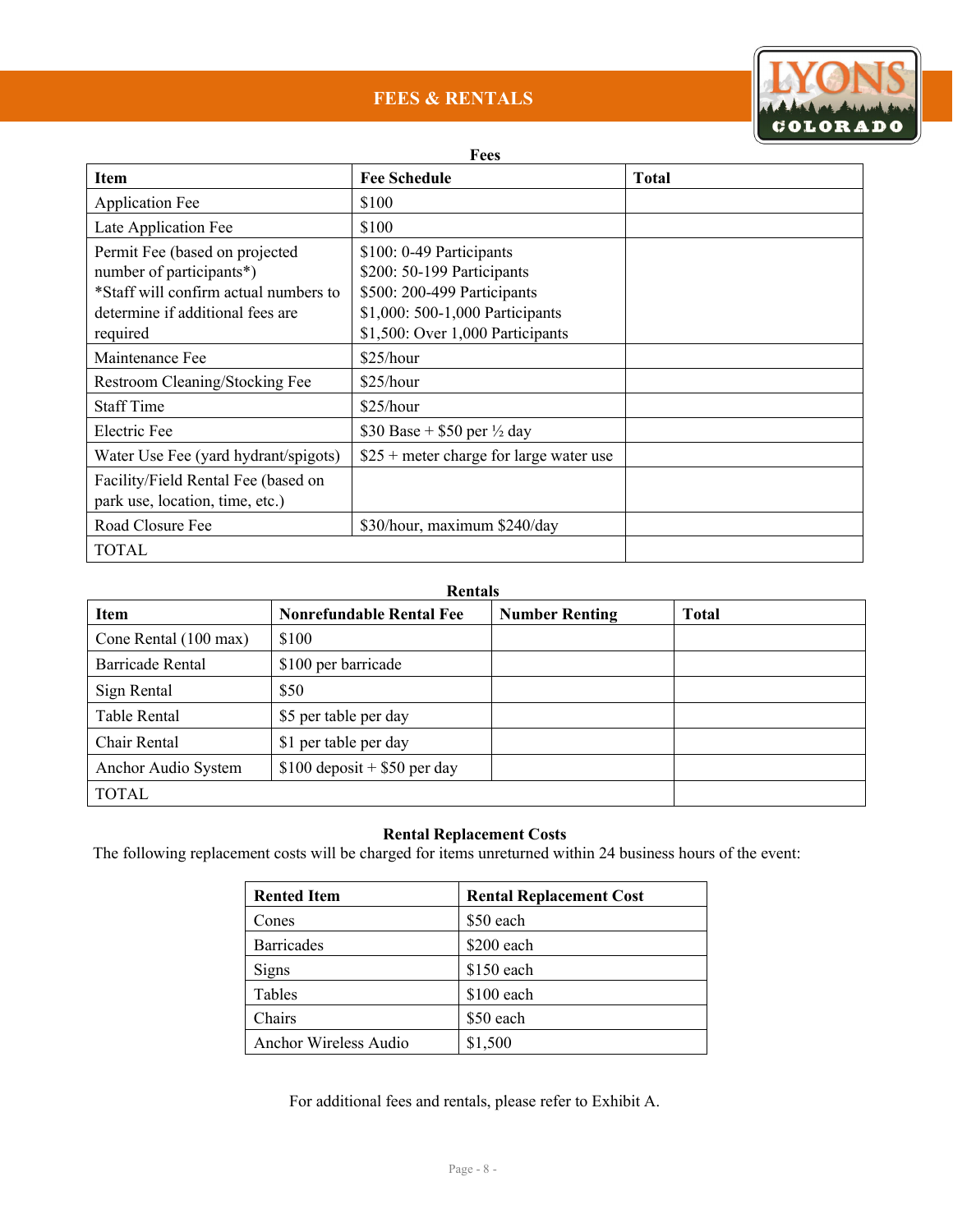# FEES & RENTALS

**Fees**

| Item | Fee Schedule | Total |
|---|---|---|
| Application Fee | $100 | |
| Late Application Fee | $100 | |
| Permit Fee (based on projected number of participants*) *Staff will confirm actual numbers to determine if additional fees are required | $100: 0-49 Participants<br>$200: 50-199 Participants<br>$500: 200-499 Participants<br>$1,000: 500-1,000 Participants<br>$1,500: Over 1,000 Participants | |
| Maintenance Fee | $25/hour | |
| Restroom Cleaning/Stocking Fee | $25/hour | |
| Staff Time | $25/hour | |
| Electric Fee | $30 Base + $50 per ½ day | |
| Water Use Fee (yard hydrant/spigots) | $25 + meter charge for large water use | |
| Facility/Field Rental Fee (based on park use, location, time, etc.) | | |
| Road Closure Fee | $30/hour, maximum $240/day | |
| TOTAL | | |

**Rentals**

| Item | Nonrefundable Rental Fee | Number Renting | Total |
|---|---|---|---|
| Cone Rental (100 max) | $100 | | |
| Barricade Rental | $100 per barricade | | |
| Sign Rental | $50 | | |
| Table Rental | $5 per table per day | | |
| Chair Rental | $1 per table per day | | |
| Anchor Audio System | $100 deposit + $50 per day | | |
| TOTAL | | | |

**Rental Replacement Costs**

The following replacement costs will be charged for items unreturned within 24 business hours of the event:

| Rented Item | Rental Replacement Cost |
|---|---|
| Cones | $50 each |
| Barricades | $200 each |
| Signs | $150 each |
| Tables | $100 each |
| Chairs | $50 each |
| Anchor Wireless Audio | $1,500 |

For additional fees and rentals, please refer to Exhibit A.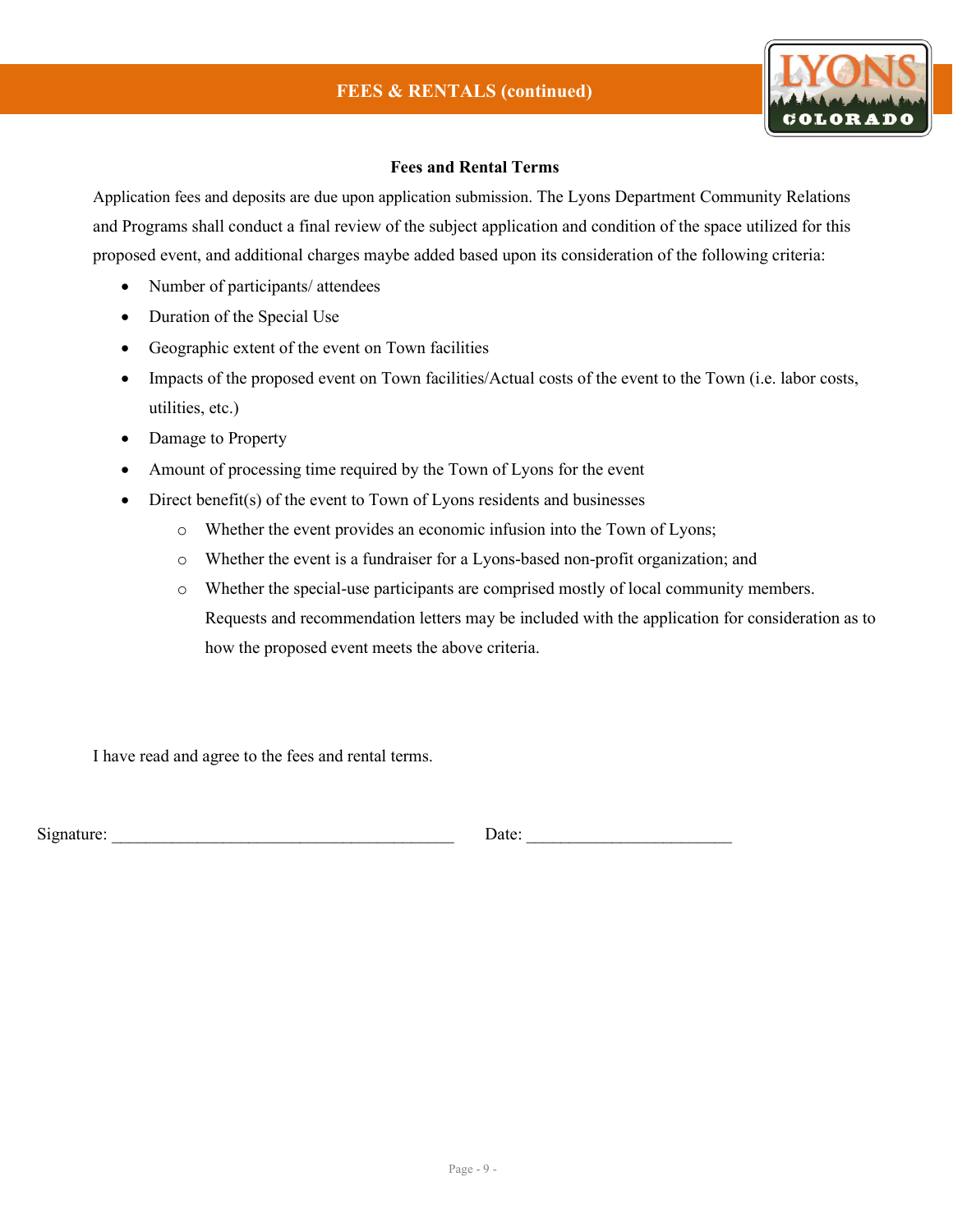## FEES & RENTALS (continued)

### Fees and Rental Terms

Application fees and deposits are due upon application submission. The Lyons Department Community Relations and Programs shall conduct a final review of the subject application and condition of the space utilized for this proposed event, and additional charges maybe added based upon its consideration of the following criteria:

- Number of participants/ attendees
- Duration of the Special Use
- Geographic extent of the event on Town facilities
- Impacts of the proposed event on Town facilities/Actual costs of the event to the Town (i.e. labor costs, utilities, etc.)
- Damage to Property
- Amount of processing time required by the Town of Lyons for the event
- Direct benefit(s) of the event to Town of Lyons residents and businesses
  - Whether the event provides an economic infusion into the Town of Lyons;
  - Whether the event is a fundraiser for a Lyons-based non-profit organization; and
  - Whether the special-use participants are comprised mostly of local community members. Requests and recommendation letters may be included with the application for consideration as to how the proposed event meets the above criteria.

I have read and agree to the fees and rental terms.

Signature: ________________________________________ Date: ________________________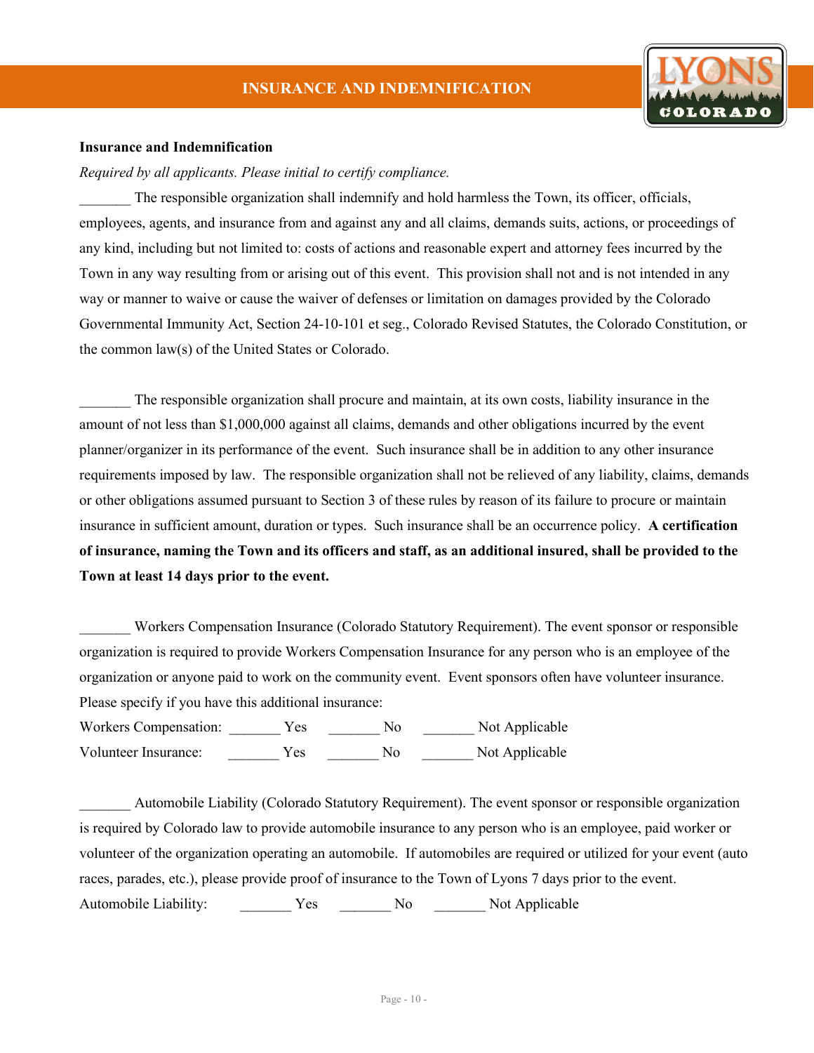# INSURANCE AND INDEMNIFICATION

**Insurance and Indemnification**

*Required by all applicants. Please initial to certify compliance.*

_______ The responsible organization shall indemnify and hold harmless the Town, its officer, officials, employees, agents, and insurance from and against any and all claims, demands suits, actions, or proceedings of any kind, including but not limited to: costs of actions and reasonable expert and attorney fees incurred by the Town in any way resulting from or arising out of this event. This provision shall not and is not intended in any way or manner to waive or cause the waiver of defenses or limitation on damages provided by the Colorado Governmental Immunity Act, Section 24-10-101 et seg., Colorado Revised Statutes, the Colorado Constitution, or the common law(s) of the United States or Colorado.

_______ The responsible organization shall procure and maintain, at its own costs, liability insurance in the amount of not less than $1,000,000 against all claims, demands and other obligations incurred by the event planner/organizer in its performance of the event. Such insurance shall be in addition to any other insurance requirements imposed by law. The responsible organization shall not be relieved of any liability, claims, demands or other obligations assumed pursuant to Section 3 of these rules by reason of its failure to procure or maintain insurance in sufficient amount, duration or types. Such insurance shall be an occurrence policy. **A certification of insurance, naming the Town and its officers and staff, as an additional insured, shall be provided to the Town at least 14 days prior to the event.**

_______ Workers Compensation Insurance (Colorado Statutory Requirement). The event sponsor or responsible organization is required to provide Workers Compensation Insurance for any person who is an employee of the organization or anyone paid to work on the community event. Event sponsors often have volunteer insurance. Please specify if you have this additional insurance:

Workers Compensation: _______ Yes _______ No _______ Not Applicable

Volunteer Insurance: _______ Yes _______ No _______ Not Applicable

_______ Automobile Liability (Colorado Statutory Requirement). The event sponsor or responsible organization is required by Colorado law to provide automobile insurance to any person who is an employee, paid worker or volunteer of the organization operating an automobile. If automobiles are required or utilized for your event (auto races, parades, etc.), please provide proof of insurance to the Town of Lyons 7 days prior to the event.

Automobile Liability: _______ Yes _______ No _______ Not Applicable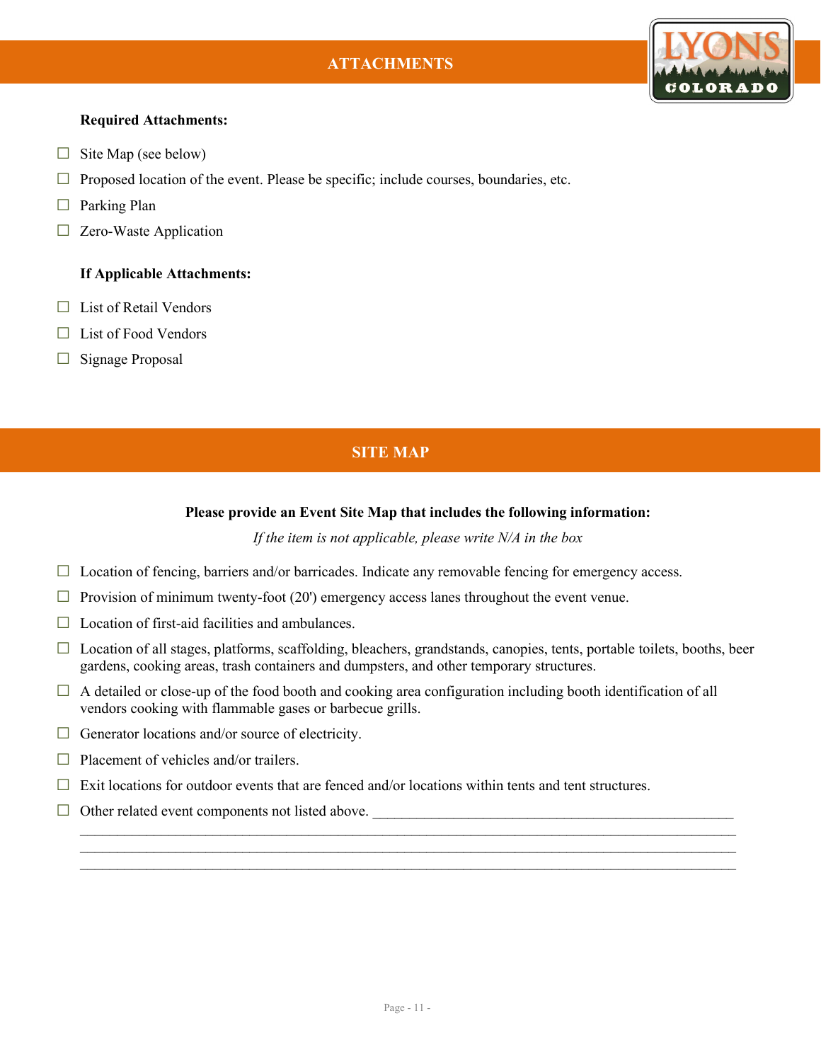## ATTACHMENTS

**Required Attachments:**

- ☐ Site Map (see below)
- ☐ Proposed location of the event. Please be specific; include courses, boundaries, etc.
- ☐ Parking Plan
- ☐ Zero-Waste Application

**If Applicable Attachments:**

- ☐ List of Retail Vendors
- ☐ List of Food Vendors
- ☐ Signage Proposal

## SITE MAP

**Please provide an Event Site Map that includes the following information:**

*If the item is not applicable, please write N/A in the box*

- ☐ Location of fencing, barriers and/or barricades. Indicate any removable fencing for emergency access.
- ☐ Provision of minimum twenty-foot (20') emergency access lanes throughout the event venue.
- ☐ Location of first-aid facilities and ambulances.
- ☐ Location of all stages, platforms, scaffolding, bleachers, grandstands, canopies, tents, portable toilets, booths, beer gardens, cooking areas, trash containers and dumpsters, and other temporary structures.
- ☐ A detailed or close-up of the food booth and cooking area configuration including booth identification of all vendors cooking with flammable gases or barbecue grills.
- ☐ Generator locations and/or source of electricity.
- ☐ Placement of vehicles and/or trailers.
- ☐ Exit locations for outdoor events that are fenced and/or locations within tents and tent structures.
- ☐ Other related event components not listed above. ______________________________________________
  ______________________________________________________________________________________
  ______________________________________________________________________________________
  ______________________________________________________________________________________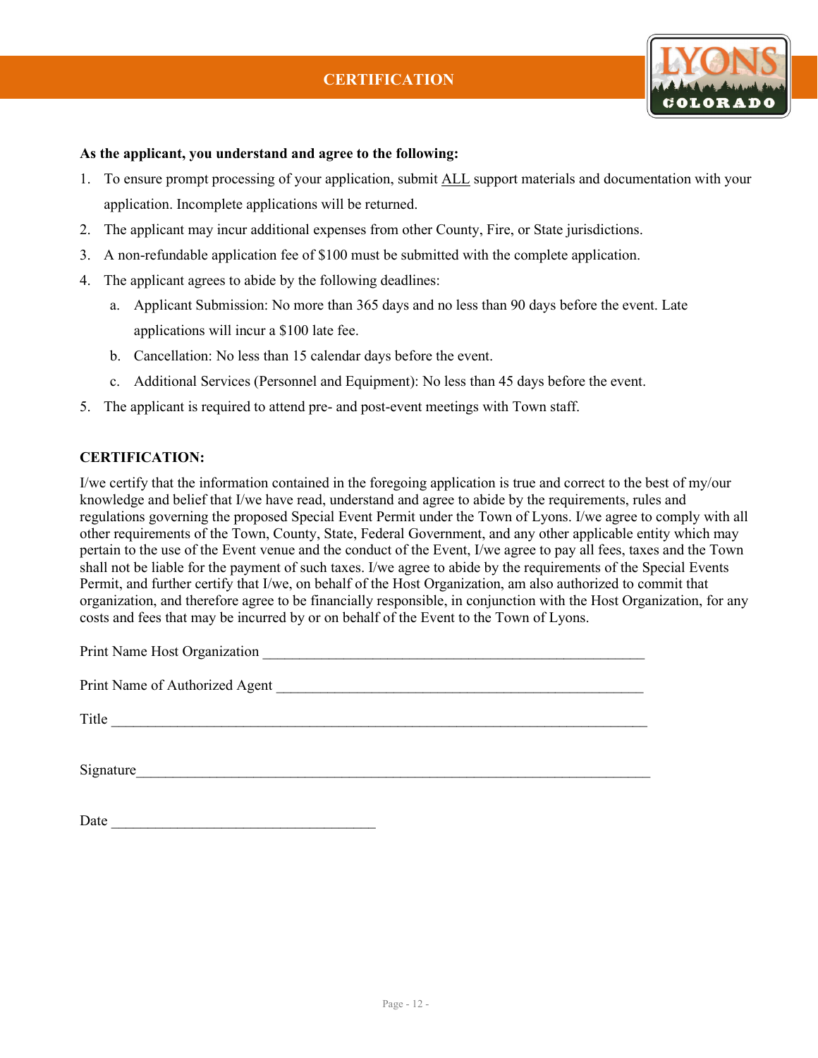# CERTIFICATION

**As the applicant, you understand and agree to the following:**

1. To ensure prompt processing of your application, submit ALL support materials and documentation with your application. Incomplete applications will be returned.
2. The applicant may incur additional expenses from other County, Fire, or State jurisdictions.
3. A non-refundable application fee of $100 must be submitted with the complete application.
4. The applicant agrees to abide by the following deadlines:
   a. Applicant Submission: No more than 365 days and no less than 90 days before the event. Late applications will incur a $100 late fee.
   b. Cancellation: No less than 15 calendar days before the event.
   c. Additional Services (Personnel and Equipment): No less than 45 days before the event.
5. The applicant is required to attend pre- and post-event meetings with Town staff.

**CERTIFICATION:**

I/we certify that the information contained in the foregoing application is true and correct to the best of my/our knowledge and belief that I/we have read, understand and agree to abide by the requirements, rules and regulations governing the proposed Special Event Permit under the Town of Lyons. I/we agree to comply with all other requirements of the Town, County, State, Federal Government, and any other applicable entity which may pertain to the use of the Event venue and the conduct of the Event, I/we agree to pay all fees, taxes and the Town shall not be liable for the payment of such taxes. I/we agree to abide by the requirements of the Special Events Permit, and further certify that I/we, on behalf of the Host Organization, am also authorized to commit that organization, and therefore agree to be financially responsible, in conjunction with the Host Organization, for any costs and fees that may be incurred by or on behalf of the Event to the Town of Lyons.

Print Name Host Organization ____________________________________________________

Print Name of Authorized Agent __________________________________________________

Title ______________________________________________________________________

Signature____________________________________________________________________

Date ___________________________________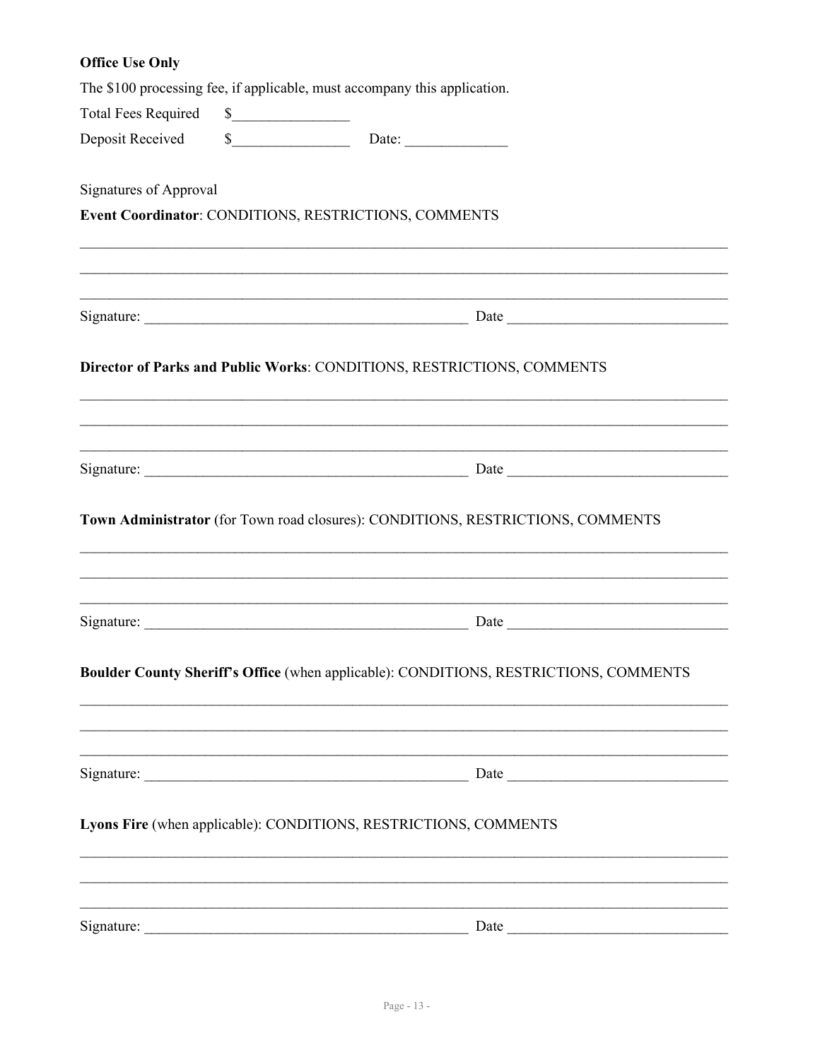**Office Use Only**

The $100 processing fee, if applicable, must accompany this application.

Total Fees Required $________________

Deposit Received $________________ Date: ______________

Signatures of Approval

**Event Coordinator**: CONDITIONS, RESTRICTIONS, COMMENTS

______________________________________________________________________________

______________________________________________________________________________

______________________________________________________________________________

Signature: _____________________________________________ Date ______________________________

**Director of Parks and Public Works**: CONDITIONS, RESTRICTIONS, COMMENTS

______________________________________________________________________________

______________________________________________________________________________

______________________________________________________________________________

Signature: _____________________________________________ Date ______________________________

**Town Administrator** (for Town road closures): CONDITIONS, RESTRICTIONS, COMMENTS

______________________________________________________________________________

______________________________________________________________________________

______________________________________________________________________________

Signature: _____________________________________________ Date ______________________________

**Boulder County Sheriff's Office** (when applicable): CONDITIONS, RESTRICTIONS, COMMENTS

______________________________________________________________________________

______________________________________________________________________________

______________________________________________________________________________

Signature: _____________________________________________ Date ______________________________

**Lyons Fire** (when applicable): CONDITIONS, RESTRICTIONS, COMMENTS

______________________________________________________________________________

______________________________________________________________________________

______________________________________________________________________________

Signature: _____________________________________________ Date ______________________________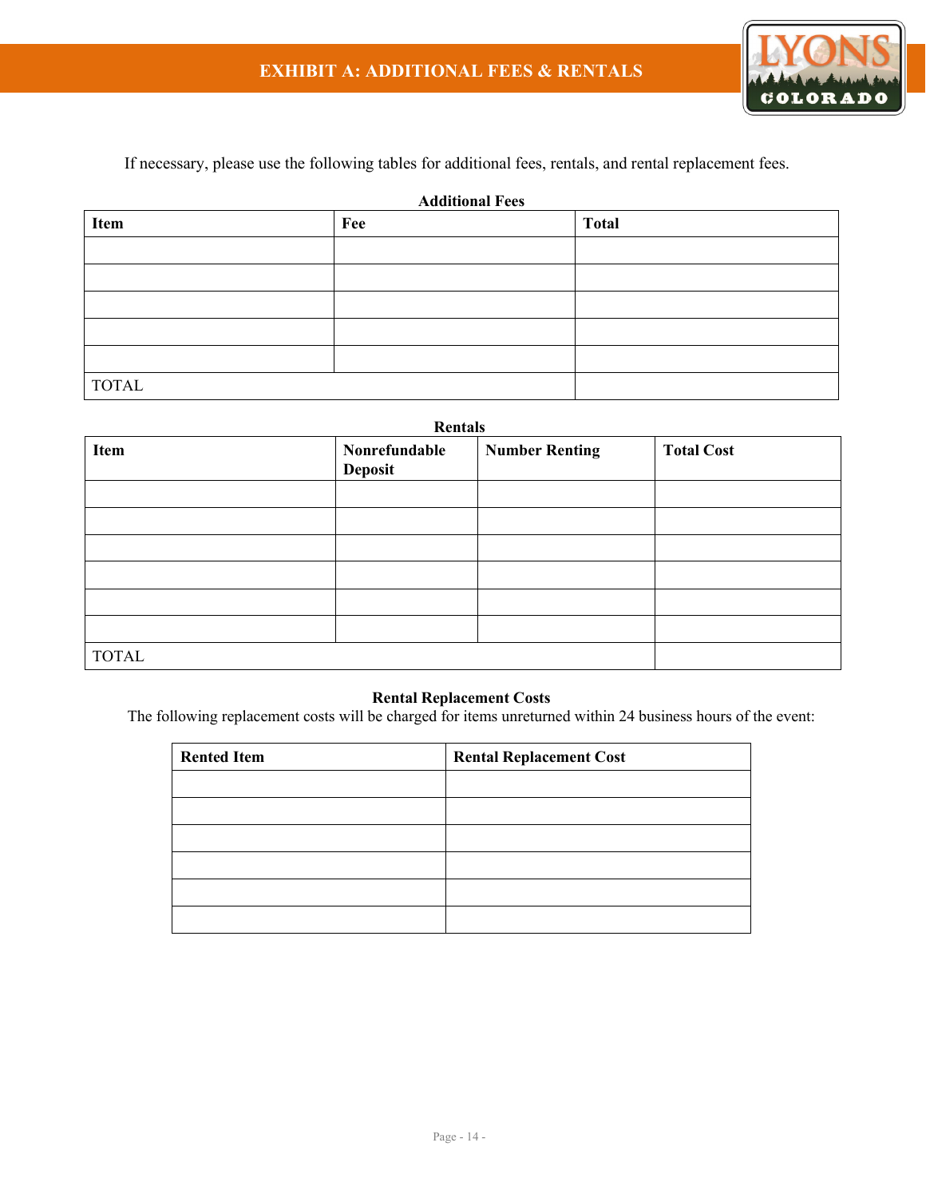# EXHIBIT A: ADDITIONAL FEES & RENTALS

If necessary, please use the following tables for additional fees, rentals, and rental replacement fees.

**Additional Fees**

| Item | Fee | Total |
|---|---|---|
| | | |
| | | |
| | | |
| | | |
| | | |
| TOTAL | | |

**Rentals**

| Item | Nonrefundable Deposit | Number Renting | Total Cost |
|---|---|---|---|
| | | | |
| | | | |
| | | | |
| | | | |
| | | | |
| | | | |
| TOTAL | | | |

**Rental Replacement Costs**

The following replacement costs will be charged for items unreturned within 24 business hours of the event:

| Rented Item | Rental Replacement Cost |
|---|---|
| | |
| | |
| | |
| | |
| | |
| | |